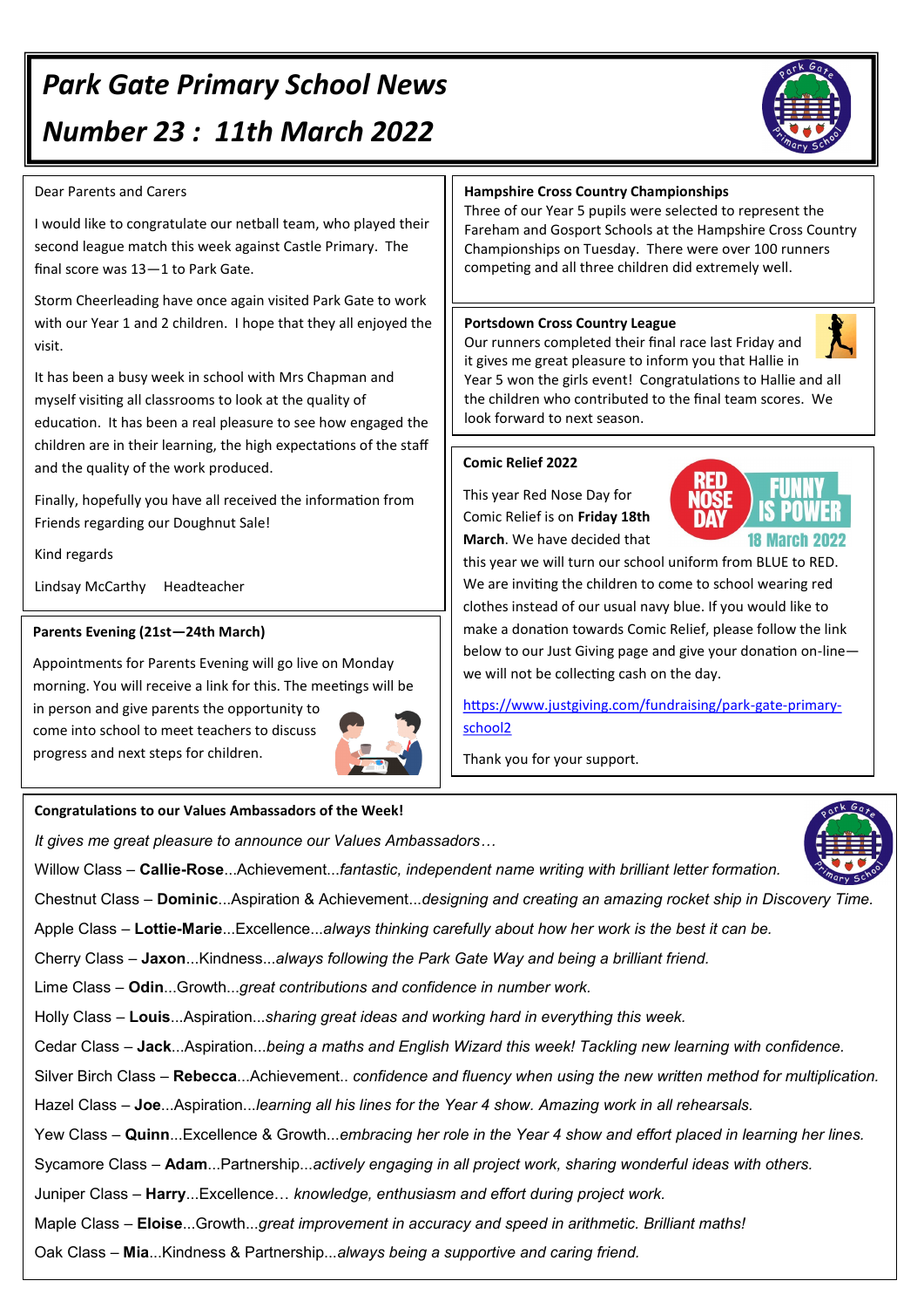# Park Gate Primary School News

# Number 23 : 11th March 2022

Dear Parents and Carers

I would like to congratulate our netball team, who played their second league match this week against Castle Primary. The final score was 13—1 to Park Gate.

Storm Cheerleading have once again visited Park Gate to work with our Year 1 and 2 children. I hope that they all enjoyed the visit.

It has been a busy week in school with Mrs Chapman and myself visiting all classrooms to look at the quality of education. It has been a real pleasure to see how engaged the children are in their learning, the high expectations of the staff and the quality of the work produced.

Finally, hopefully you have all received the information from Friends regarding our Doughnut Sale!

Kind regards

Lindsay McCarthy Headteacher

### Parents Evening (21st—24th March)

Appointments for Parents Evening will go live on Monday morning. You will receive a link for this. The meetings will be in person and give parents the opportunity to come into school to meet teachers to discuss progress and next steps for children.

### Hampshire Cross Country Championships

Three of our Year 5 pupils were selected to represent the Fareham and Gosport Schools at the Hampshire Cross Country Championships on Tuesday. There were over 100 runners competing and all three children did extremely well.

### Portsdown Cross Country League

Our runners completed their final race last Friday and it gives me great pleasure to inform you that Hallie in Year 5 won the girls event! Congratulations to Hallie and all the children who contributed to the final team scores. We look forward to next season.

### Comic Relief 2022

RED NOSE DAY — FUNNY IS POWER — 18 March 2022

This year Red Nose Day for Comic Relief is on **Friday 18th March**. We have decided that this year we will turn our school uniform from BLUE to RED. We are inviting the children to come to school wearing red clothes instead of our usual navy blue. If you would like to make a donation towards Comic Relief, please follow the link below to our Just Giving page and give your donation on-line—we will not be collecting cash on the day.

https://www.justgiving.com/fundraising/park-gate-primary-school2

Thank you for your support.

### Congratulations to our Values Ambassadors of the Week!

*It gives me great pleasure to announce our Values Ambassadors…*

Willow Class – **Callie-Rose**...Achievement...*fantastic, independent name writing with brilliant letter formation.*

Chestnut Class – **Dominic**...Aspiration & Achievement...*designing and creating an amazing rocket ship in Discovery Time.*

Apple Class – **Lottie-Marie**...Excellence...*always thinking carefully about how her work is the best it can be.*

Cherry Class – **Jaxon**...Kindness...*always following the Park Gate Way and being a brilliant friend.*

Lime Class – **Odin**...Growth...*great contributions and confidence in number work.*

Holly Class – **Louis**...Aspiration...*sharing great ideas and working hard in everything this week.*

Cedar Class – **Jack**...Aspiration...*being a maths and English Wizard this week! Tackling new learning with confidence.*

Silver Birch Class – **Rebecca**...Achievement.. *confidence and fluency when using the new written method for multiplication.*

Hazel Class – **Joe**...Aspiration...*learning all his lines for the Year 4 show. Amazing work in all rehearsals.*

Yew Class – **Quinn**...Excellence & Growth...*embracing her role in the Year 4 show and effort placed in learning her lines.*

Sycamore Class – **Adam**...Partnership...*actively engaging in all project work, sharing wonderful ideas with others.*

Juniper Class – **Harry**...Excellence… *knowledge, enthusiasm and effort during project work.*

Maple Class – **Eloise**...Growth...*great improvement in accuracy and speed in arithmetic. Brilliant maths!*

Oak Class – **Mia**...Kindness & Partnership...*always being a supportive and caring friend.*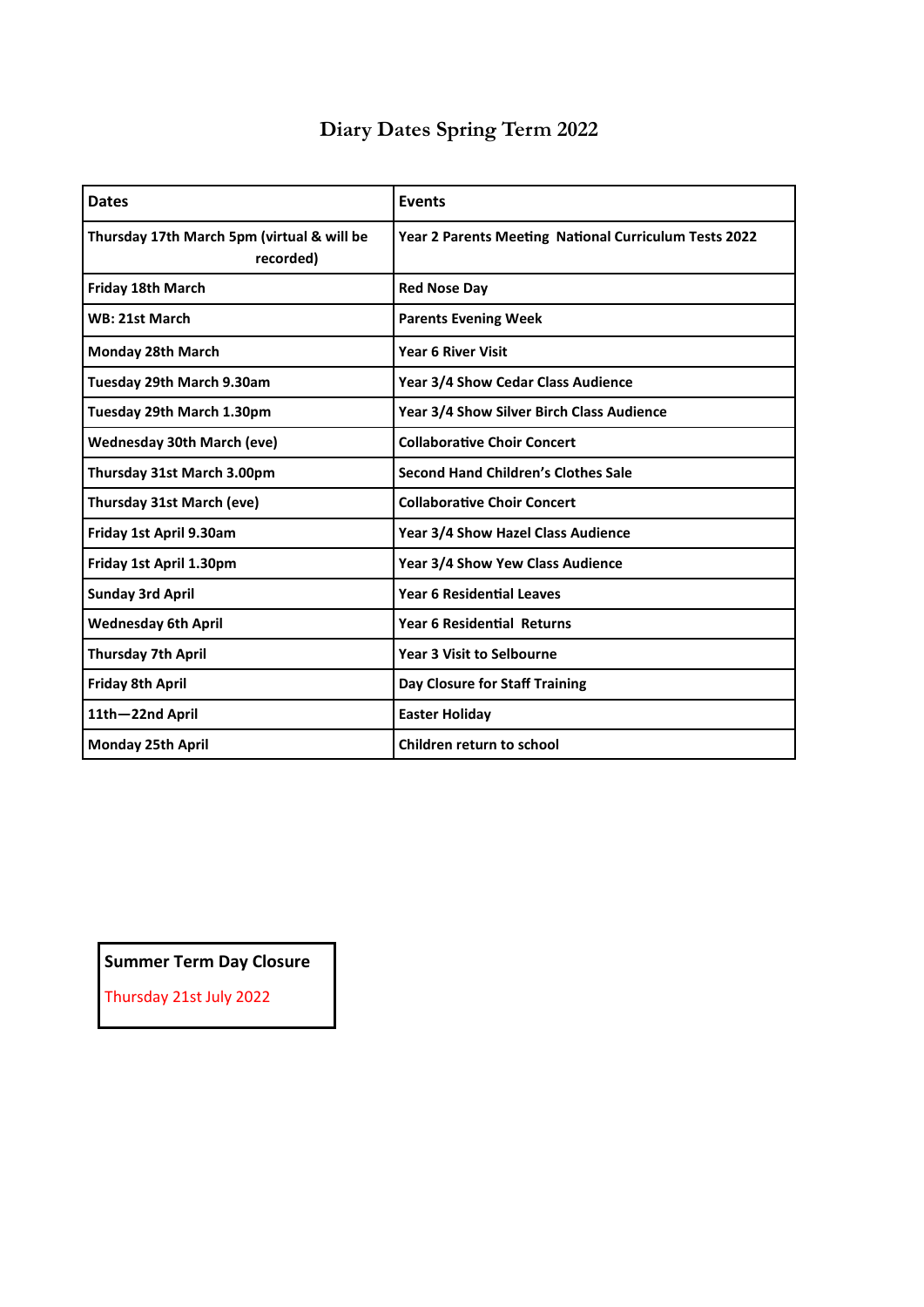# Diary Dates Spring Term 2022

| Dates | Events |
|---|---|
| Thursday 17th March 5pm (virtual & will be recorded) | Year 2 Parents Meeting National Curriculum Tests 2022 |
| Friday 18th March | Red Nose Day |
| WB: 21st March | Parents Evening Week |
| Monday 28th March | Year 6 River Visit |
| Tuesday 29th March 9.30am | Year 3/4 Show Cedar Class Audience |
| Tuesday 29th March 1.30pm | Year 3/4 Show Silver Birch Class Audience |
| Wednesday 30th March (eve) | Collaborative Choir Concert |
| Thursday 31st March 3.00pm | Second Hand Children's Clothes Sale |
| Thursday 31st March (eve) | Collaborative Choir Concert |
| Friday 1st April 9.30am | Year 3/4 Show Hazel Class Audience |
| Friday 1st April 1.30pm | Year 3/4 Show Yew Class Audience |
| Sunday 3rd April | Year 6 Residential Leaves |
| Wednesday 6th April | Year 6 Residential Returns |
| Thursday 7th April | Year 3 Visit to Selbourne |
| Friday 8th April | Day Closure for Staff Training |
| 11th—22nd April | Easter Holiday |
| Monday 25th April | Children return to school |

**Summer Term Day Closure**

Thursday 21st July 2022